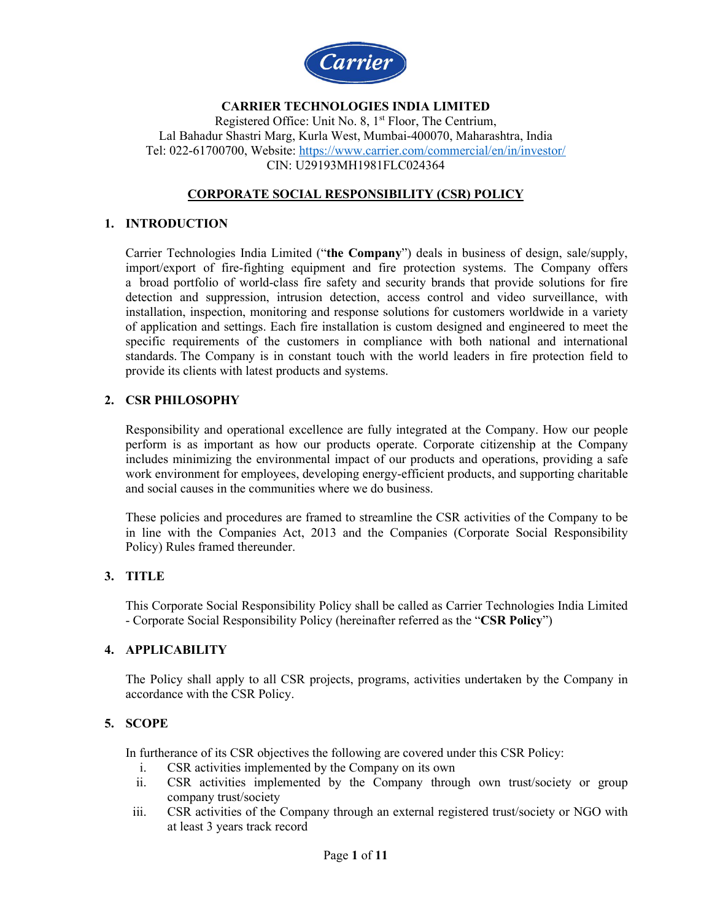**CARRIER TECHNOLOGIES INDIA LIMITED**

Registered Office: Unit No. 8, 1st Floor, The Centrium,
Lal Bahadur Shastri Marg, Kurla West, Mumbai-400070, Maharashtra, India
Tel: 022-61700700, Website: https://www.carrier.com/commercial/en/in/investor/
CIN: U29193MH1981FLC024364

# CORPORATE SOCIAL RESPONSIBILITY (CSR) POLICY

## 1. INTRODUCTION

Carrier Technologies India Limited ("**the Company**") deals in business of design, sale/supply, import/export of fire-fighting equipment and fire protection systems. The Company offers a broad portfolio of world-class fire safety and security brands that provide solutions for fire detection and suppression, intrusion detection, access control and video surveillance, with installation, inspection, monitoring and response solutions for customers worldwide in a variety of application and settings. Each fire installation is custom designed and engineered to meet the specific requirements of the customers in compliance with both national and international standards. The Company is in constant touch with the world leaders in fire protection field to provide its clients with latest products and systems.

## 2. CSR PHILOSOPHY

Responsibility and operational excellence are fully integrated at the Company. How our people perform is as important as how our products operate. Corporate citizenship at the Company includes minimizing the environmental impact of our products and operations, providing a safe work environment for employees, developing energy-efficient products, and supporting charitable and social causes in the communities where we do business.

These policies and procedures are framed to streamline the CSR activities of the Company to be in line with the Companies Act, 2013 and the Companies (Corporate Social Responsibility Policy) Rules framed thereunder.

## 3. TITLE

This Corporate Social Responsibility Policy shall be called as Carrier Technologies India Limited - Corporate Social Responsibility Policy (hereinafter referred as the "**CSR Policy**")

## 4. APPLICABILITY

The Policy shall apply to all CSR projects, programs, activities undertaken by the Company in accordance with the CSR Policy.

## 5. SCOPE

In furtherance of its CSR objectives the following are covered under this CSR Policy:

i. CSR activities implemented by the Company on its own
ii. CSR activities implemented by the Company through own trust/society or group company trust/society
iii. CSR activities of the Company through an external registered trust/society or NGO with at least 3 years track record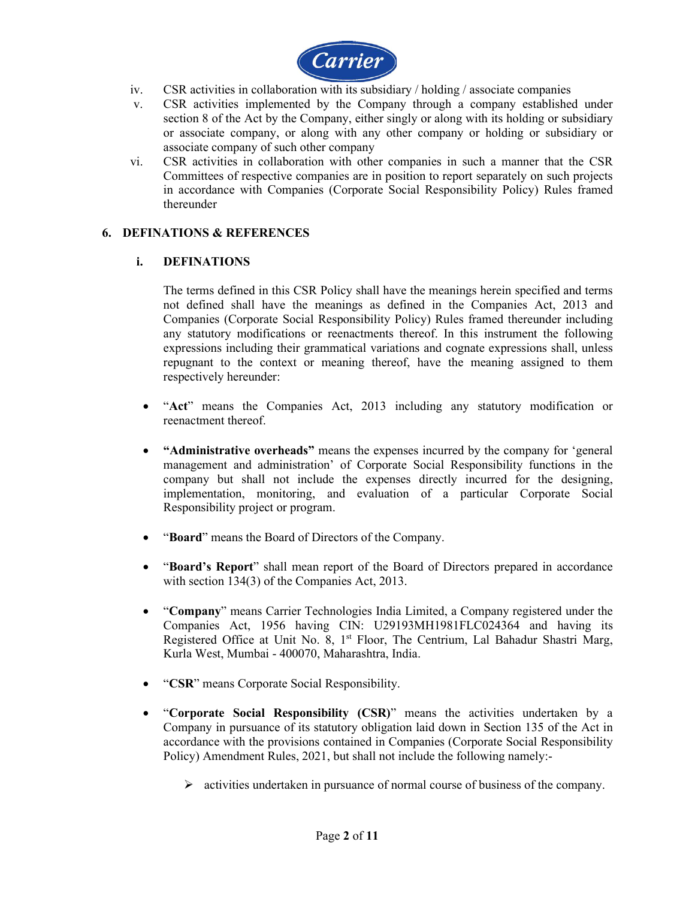iv. CSR activities in collaboration with its subsidiary / holding / associate companies

v. CSR activities implemented by the Company through a company established under section 8 of the Act by the Company, either singly or along with its holding or subsidiary or associate company, or along with any other company or holding or subsidiary or associate company of such other company

vi. CSR activities in collaboration with other companies in such a manner that the CSR Committees of respective companies are in position to report separately on such projects in accordance with Companies (Corporate Social Responsibility Policy) Rules framed thereunder

## 6. DEFINATIONS & REFERENCES

### i. DEFINATIONS

The terms defined in this CSR Policy shall have the meanings herein specified and terms not defined shall have the meanings as defined in the Companies Act, 2013 and Companies (Corporate Social Responsibility Policy) Rules framed thereunder including any statutory modifications or reenactments thereof. In this instrument the following expressions including their grammatical variations and cognate expressions shall, unless repugnant to the context or meaning thereof, have the meaning assigned to them respectively hereunder:

- "**Act**" means the Companies Act, 2013 including any statutory modification or reenactment thereof.
- **"Administrative overheads"** means the expenses incurred by the company for 'general management and administration' of Corporate Social Responsibility functions in the company but shall not include the expenses directly incurred for the designing, implementation, monitoring, and evaluation of a particular Corporate Social Responsibility project or program.
- "**Board**" means the Board of Directors of the Company.
- "**Board's Report**" shall mean report of the Board of Directors prepared in accordance with section 134(3) of the Companies Act, 2013.
- "**Company**" means Carrier Technologies India Limited, a Company registered under the Companies Act, 1956 having CIN: U29193MH1981FLC024364 and having its Registered Office at Unit No. 8, 1st Floor, The Centrium, Lal Bahadur Shastri Marg, Kurla West, Mumbai - 400070, Maharashtra, India.
- "**CSR**" means Corporate Social Responsibility.
- "**Corporate Social Responsibility (CSR)**" means the activities undertaken by a Company in pursuance of its statutory obligation laid down in Section 135 of the Act in accordance with the provisions contained in Companies (Corporate Social Responsibility Policy) Amendment Rules, 2021, but shall not include the following namely:-
  - activities undertaken in pursuance of normal course of business of the company.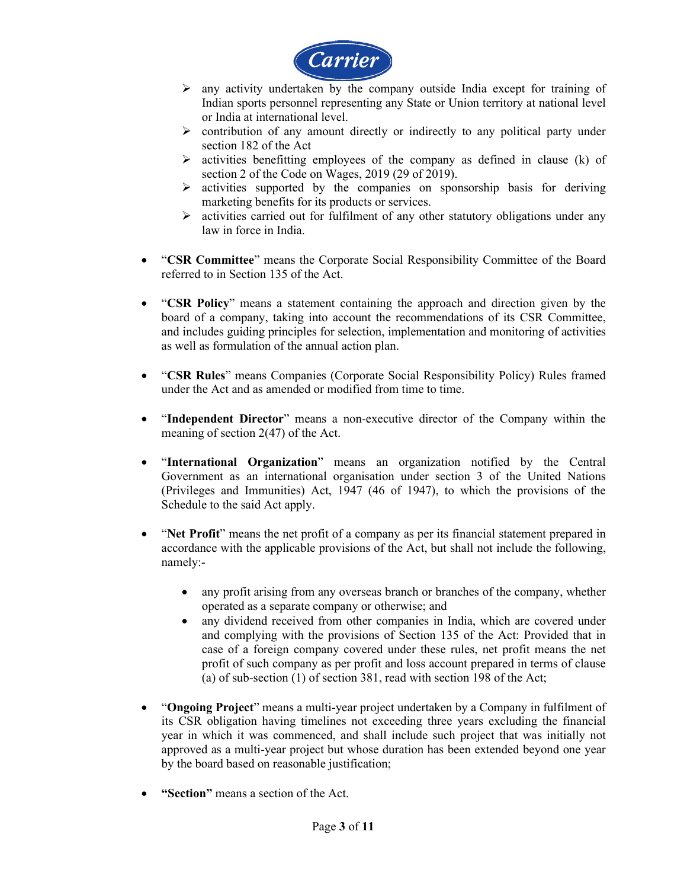- any activity undertaken by the company outside India except for training of Indian sports personnel representing any State or Union territory at national level or India at international level.
  - contribution of any amount directly or indirectly to any political party under section 182 of the Act
  - activities benefitting employees of the company as defined in clause (k) of section 2 of the Code on Wages, 2019 (29 of 2019).
  - activities supported by the companies on sponsorship basis for deriving marketing benefits for its products or services.
  - activities carried out for fulfilment of any other statutory obligations under any law in force in India.

- "**CSR Committee**" means the Corporate Social Responsibility Committee of the Board referred to in Section 135 of the Act.

- "**CSR Policy**" means a statement containing the approach and direction given by the board of a company, taking into account the recommendations of its CSR Committee, and includes guiding principles for selection, implementation and monitoring of activities as well as formulation of the annual action plan.

- "**CSR Rules**" means Companies (Corporate Social Responsibility Policy) Rules framed under the Act and as amended or modified from time to time.

- "**Independent Director**" means a non-executive director of the Company within the meaning of section 2(47) of the Act.

- "**International Organization**" means an organization notified by the Central Government as an international organisation under section 3 of the United Nations (Privileges and Immunities) Act, 1947 (46 of 1947), to which the provisions of the Schedule to the said Act apply.

- "**Net Profit**" means the net profit of a company as per its financial statement prepared in accordance with the applicable provisions of the Act, but shall not include the following, namely:-

  - any profit arising from any overseas branch or branches of the company, whether operated as a separate company or otherwise; and
  - any dividend received from other companies in India, which are covered under and complying with the provisions of Section 135 of the Act: Provided that in case of a foreign company covered under these rules, net profit means the net profit of such company as per profit and loss account prepared in terms of clause (a) of sub-section (1) of section 381, read with section 198 of the Act;

- "**Ongoing Project**" means a multi-year project undertaken by a Company in fulfilment of its CSR obligation having timelines not exceeding three years excluding the financial year in which it was commenced, and shall include such project that was initially not approved as a multi-year project but whose duration has been extended beyond one year by the board based on reasonable justification;

- **"Section"** means a section of the Act.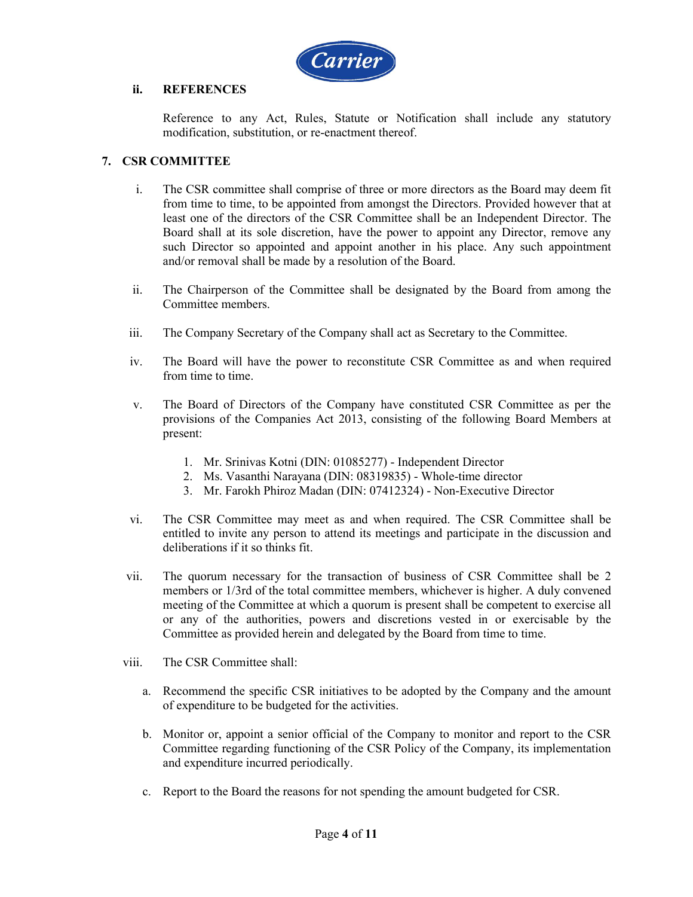### ii. REFERENCES

Reference to any Act, Rules, Statute or Notification shall include any statutory modification, substitution, or re-enactment thereof.

## 7. CSR COMMITTEE

i. The CSR committee shall comprise of three or more directors as the Board may deem fit from time to time, to be appointed from amongst the Directors. Provided however that at least one of the directors of the CSR Committee shall be an Independent Director. The Board shall at its sole discretion, have the power to appoint any Director, remove any such Director so appointed and appoint another in his place. Any such appointment and/or removal shall be made by a resolution of the Board.

ii. The Chairperson of the Committee shall be designated by the Board from among the Committee members.

iii. The Company Secretary of the Company shall act as Secretary to the Committee.

iv. The Board will have the power to reconstitute CSR Committee as and when required from time to time.

v. The Board of Directors of the Company have constituted CSR Committee as per the provisions of the Companies Act 2013, consisting of the following Board Members at present:

1. Mr. Srinivas Kotni (DIN: 01085277) - Independent Director
2. Ms. Vasanthi Narayana (DIN: 08319835) - Whole-time director
3. Mr. Farokh Phiroz Madan (DIN: 07412324) - Non-Executive Director

vi. The CSR Committee may meet as and when required. The CSR Committee shall be entitled to invite any person to attend its meetings and participate in the discussion and deliberations if it so thinks fit.

vii. The quorum necessary for the transaction of business of CSR Committee shall be 2 members or 1/3rd of the total committee members, whichever is higher. A duly convened meeting of the Committee at which a quorum is present shall be competent to exercise all or any of the authorities, powers and discretions vested in or exercisable by the Committee as provided herein and delegated by the Board from time to time.

viii. The CSR Committee shall:

a. Recommend the specific CSR initiatives to be adopted by the Company and the amount of expenditure to be budgeted for the activities.

b. Monitor or, appoint a senior official of the Company to monitor and report to the CSR Committee regarding functioning of the CSR Policy of the Company, its implementation and expenditure incurred periodically.

c. Report to the Board the reasons for not spending the amount budgeted for CSR.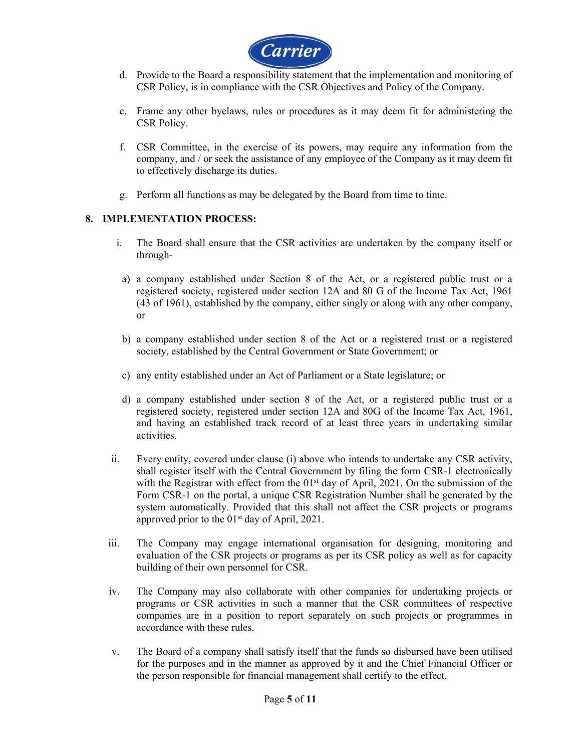d. Provide to the Board a responsibility statement that the implementation and monitoring of CSR Policy, is in compliance with the CSR Objectives and Policy of the Company.

e. Frame any other byelaws, rules or procedures as it may deem fit for administering the CSR Policy.

f. CSR Committee, in the exercise of its powers, may require any information from the company, and / or seek the assistance of any employee of the Company as it may deem fit to effectively discharge its duties.

g. Perform all functions as may be delegated by the Board from time to time.

**8. IMPLEMENTATION PROCESS:**

i. The Board shall ensure that the CSR activities are undertaken by the company itself or through-

a) a company established under Section 8 of the Act, or a registered public trust or a registered society, registered under section 12A and 80 G of the Income Tax Act, 1961 (43 of 1961), established by the company, either singly or along with any other company, or

b) a company established under section 8 of the Act or a registered trust or a registered society, established by the Central Government or State Government; or

c) any entity established under an Act of Parliament or a State legislature; or

d) a company established under section 8 of the Act, or a registered public trust or a registered society, registered under section 12A and 80G of the Income Tax Act, 1961, and having an established track record of at least three years in undertaking similar activities.

ii. Every entity, covered under clause (i) above who intends to undertake any CSR activity, shall register itself with the Central Government by filing the form CSR-1 electronically with the Registrar with effect from the 01st day of April, 2021. On the submission of the Form CSR-1 on the portal, a unique CSR Registration Number shall be generated by the system automatically. Provided that this shall not affect the CSR projects or programs approved prior to the 01st day of April, 2021.

iii. The Company may engage international organisation for designing, monitoring and evaluation of the CSR projects or programs as per its CSR policy as well as for capacity building of their own personnel for CSR.

iv. The Company may also collaborate with other companies for undertaking projects or programs or CSR activities in such a manner that the CSR committees of respective companies are in a position to report separately on such projects or programmes in accordance with these rules.

v. The Board of a company shall satisfy itself that the funds so disbursed have been utilised for the purposes and in the manner as approved by it and the Chief Financial Officer or the person responsible for financial management shall certify to the effect.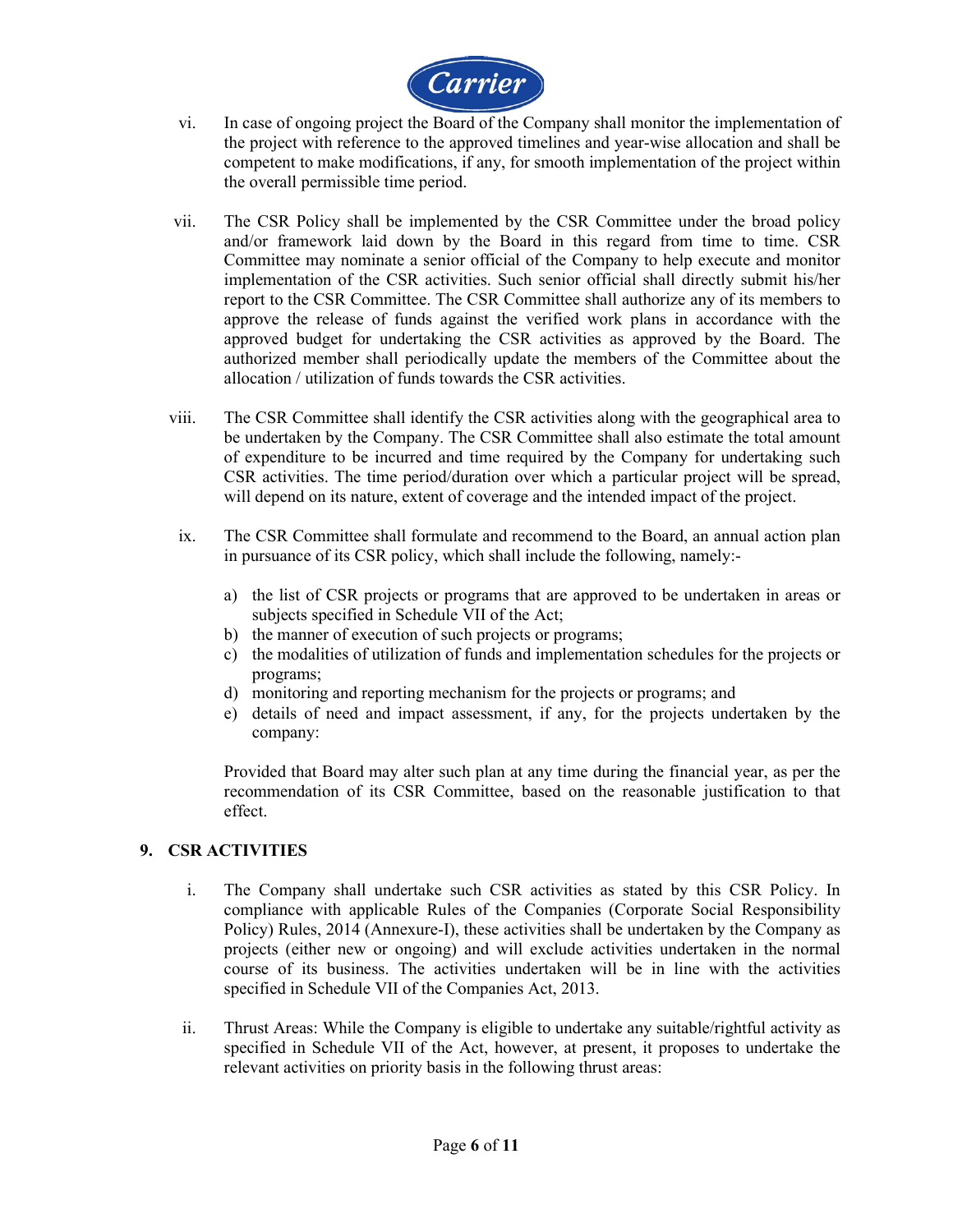vi. In case of ongoing project the Board of the Company shall monitor the implementation of the project with reference to the approved timelines and year-wise allocation and shall be competent to make modifications, if any, for smooth implementation of the project within the overall permissible time period.

vii. The CSR Policy shall be implemented by the CSR Committee under the broad policy and/or framework laid down by the Board in this regard from time to time. CSR Committee may nominate a senior official of the Company to help execute and monitor implementation of the CSR activities. Such senior official shall directly submit his/her report to the CSR Committee. The CSR Committee shall authorize any of its members to approve the release of funds against the verified work plans in accordance with the approved budget for undertaking the CSR activities as approved by the Board. The authorized member shall periodically update the members of the Committee about the allocation / utilization of funds towards the CSR activities.

viii. The CSR Committee shall identify the CSR activities along with the geographical area to be undertaken by the Company. The CSR Committee shall also estimate the total amount of expenditure to be incurred and time required by the Company for undertaking such CSR activities. The time period/duration over which a particular project will be spread, will depend on its nature, extent of coverage and the intended impact of the project.

ix. The CSR Committee shall formulate and recommend to the Board, an annual action plan in pursuance of its CSR policy, which shall include the following, namely:-

   a) the list of CSR projects or programs that are approved to be undertaken in areas or subjects specified in Schedule VII of the Act;
   b) the manner of execution of such projects or programs;
   c) the modalities of utilization of funds and implementation schedules for the projects or programs;
   d) monitoring and reporting mechanism for the projects or programs; and
   e) details of need and impact assessment, if any, for the projects undertaken by the company:

   Provided that Board may alter such plan at any time during the financial year, as per the recommendation of its CSR Committee, based on the reasonable justification to that effect.

## 9. CSR ACTIVITIES

i. The Company shall undertake such CSR activities as stated by this CSR Policy. In compliance with applicable Rules of the Companies (Corporate Social Responsibility Policy) Rules, 2014 (Annexure-I), these activities shall be undertaken by the Company as projects (either new or ongoing) and will exclude activities undertaken in the normal course of its business. The activities undertaken will be in line with the activities specified in Schedule VII of the Companies Act, 2013.

ii. Thrust Areas: While the Company is eligible to undertake any suitable/rightful activity as specified in Schedule VII of the Act, however, at present, it proposes to undertake the relevant activities on priority basis in the following thrust areas: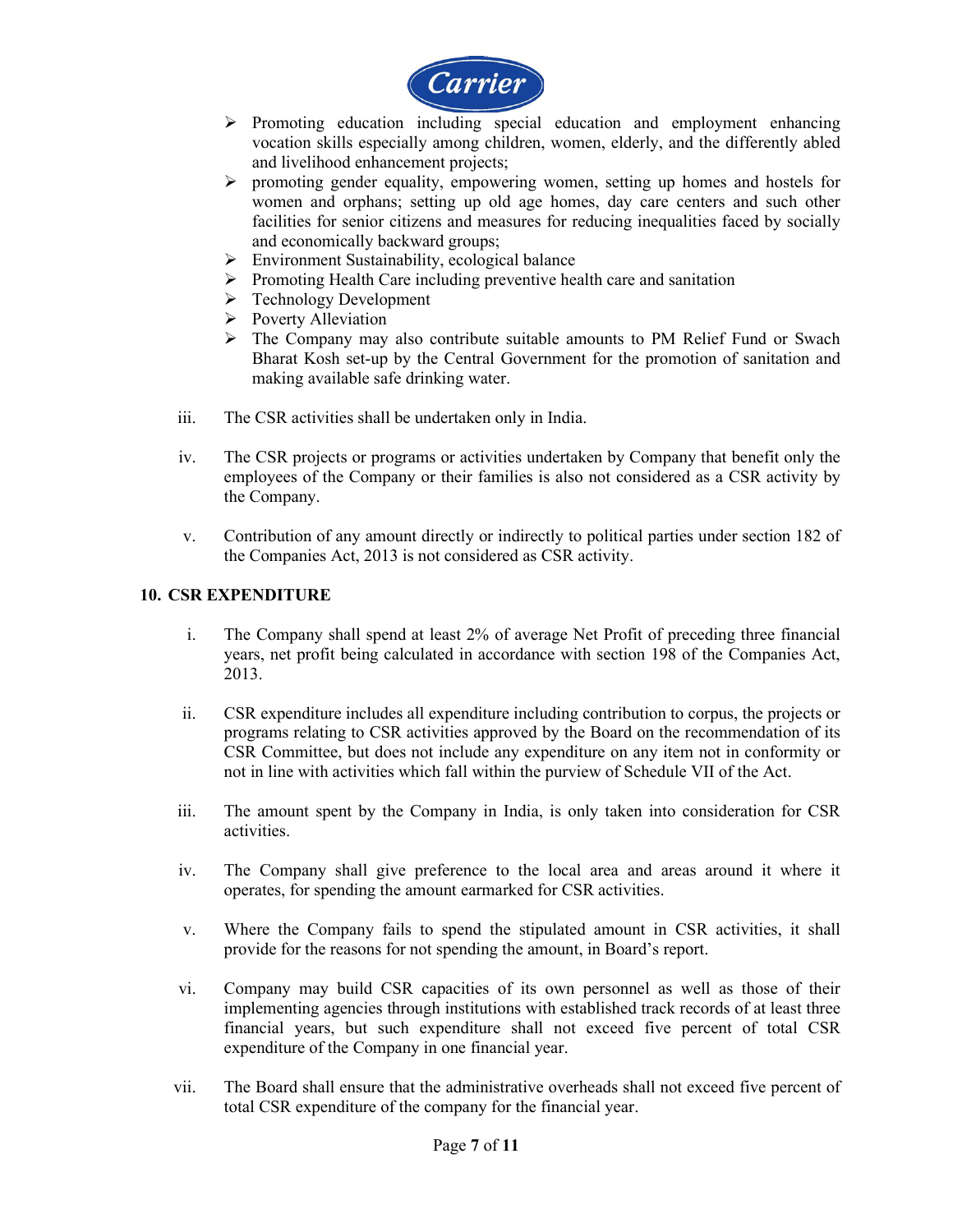- Promoting education including special education and employment enhancing vocation skills especially among children, women, elderly, and the differently abled and livelihood enhancement projects;
- promoting gender equality, empowering women, setting up homes and hostels for women and orphans; setting up old age homes, day care centers and such other facilities for senior citizens and measures for reducing inequalities faced by socially and economically backward groups;
- Environment Sustainability, ecological balance
- Promoting Health Care including preventive health care and sanitation
- Technology Development
- Poverty Alleviation
- The Company may also contribute suitable amounts to PM Relief Fund or Swach Bharat Kosh set-up by the Central Government for the promotion of sanitation and making available safe drinking water.

iii. The CSR activities shall be undertaken only in India.

iv. The CSR projects or programs or activities undertaken by Company that benefit only the employees of the Company or their families is also not considered as a CSR activity by the Company.

v. Contribution of any amount directly or indirectly to political parties under section 182 of the Companies Act, 2013 is not considered as CSR activity.

**10. CSR EXPENDITURE**

i. The Company shall spend at least 2% of average Net Profit of preceding three financial years, net profit being calculated in accordance with section 198 of the Companies Act, 2013.

ii. CSR expenditure includes all expenditure including contribution to corpus, the projects or programs relating to CSR activities approved by the Board on the recommendation of its CSR Committee, but does not include any expenditure on any item not in conformity or not in line with activities which fall within the purview of Schedule VII of the Act.

iii. The amount spent by the Company in India, is only taken into consideration for CSR activities.

iv. The Company shall give preference to the local area and areas around it where it operates, for spending the amount earmarked for CSR activities.

v. Where the Company fails to spend the stipulated amount in CSR activities, it shall provide for the reasons for not spending the amount, in Board's report.

vi. Company may build CSR capacities of its own personnel as well as those of their implementing agencies through institutions with established track records of at least three financial years, but such expenditure shall not exceed five percent of total CSR expenditure of the Company in one financial year.

vii. The Board shall ensure that the administrative overheads shall not exceed five percent of total CSR expenditure of the company for the financial year.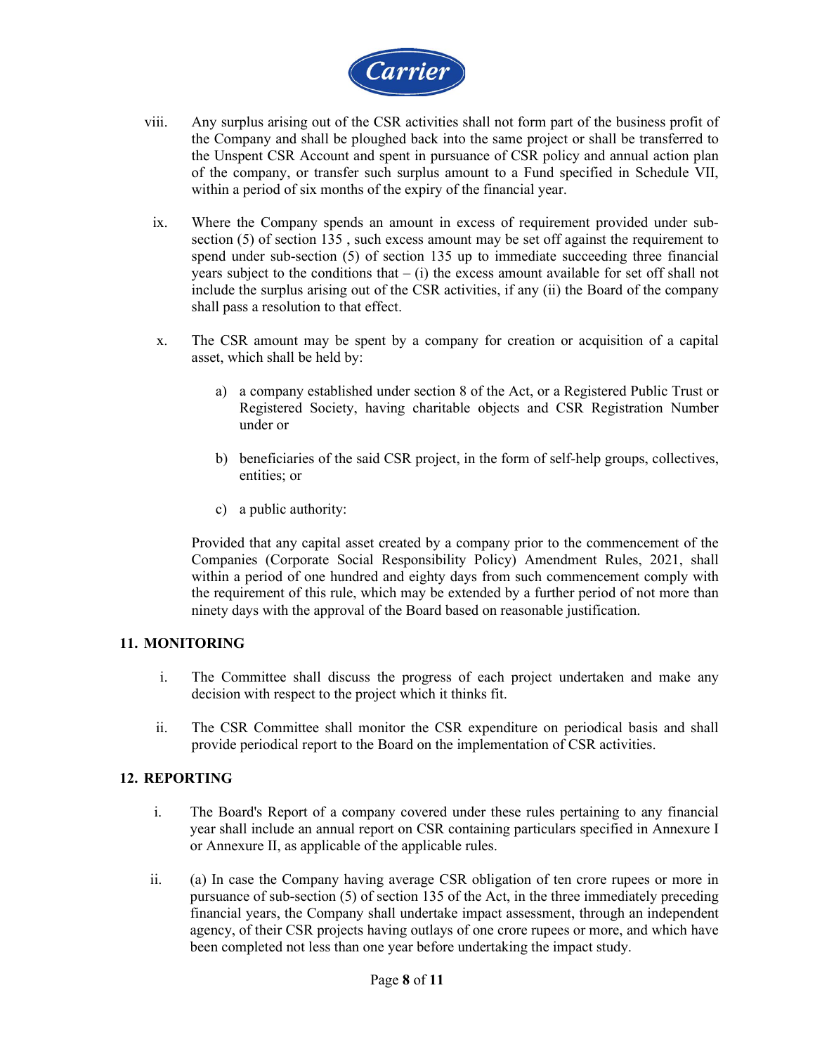viii. Any surplus arising out of the CSR activities shall not form part of the business profit of the Company and shall be ploughed back into the same project or shall be transferred to the Unspent CSR Account and spent in pursuance of CSR policy and annual action plan of the company, or transfer such surplus amount to a Fund specified in Schedule VII, within a period of six months of the expiry of the financial year.

ix. Where the Company spends an amount in excess of requirement provided under sub-section (5) of section 135 , such excess amount may be set off against the requirement to spend under sub-section (5) of section 135 up to immediate succeeding three financial years subject to the conditions that – (i) the excess amount available for set off shall not include the surplus arising out of the CSR activities, if any (ii) the Board of the company shall pass a resolution to that effect.

x. The CSR amount may be spent by a company for creation or acquisition of a capital asset, which shall be held by:

   a) a company established under section 8 of the Act, or a Registered Public Trust or Registered Society, having charitable objects and CSR Registration Number under or

   b) beneficiaries of the said CSR project, in the form of self-help groups, collectives, entities; or

   c) a public authority:

   Provided that any capital asset created by a company prior to the commencement of the Companies (Corporate Social Responsibility Policy) Amendment Rules, 2021, shall within a period of one hundred and eighty days from such commencement comply with the requirement of this rule, which may be extended by a further period of not more than ninety days with the approval of the Board based on reasonable justification.

## 11. MONITORING

i. The Committee shall discuss the progress of each project undertaken and make any decision with respect to the project which it thinks fit.

ii. The CSR Committee shall monitor the CSR expenditure on periodical basis and shall provide periodical report to the Board on the implementation of CSR activities.

## 12. REPORTING

i. The Board's Report of a company covered under these rules pertaining to any financial year shall include an annual report on CSR containing particulars specified in Annexure I or Annexure II, as applicable of the applicable rules.

ii. (a) In case the Company having average CSR obligation of ten crore rupees or more in pursuance of sub-section (5) of section 135 of the Act, in the three immediately preceding financial years, the Company shall undertake impact assessment, through an independent agency, of their CSR projects having outlays of one crore rupees or more, and which have been completed not less than one year before undertaking the impact study.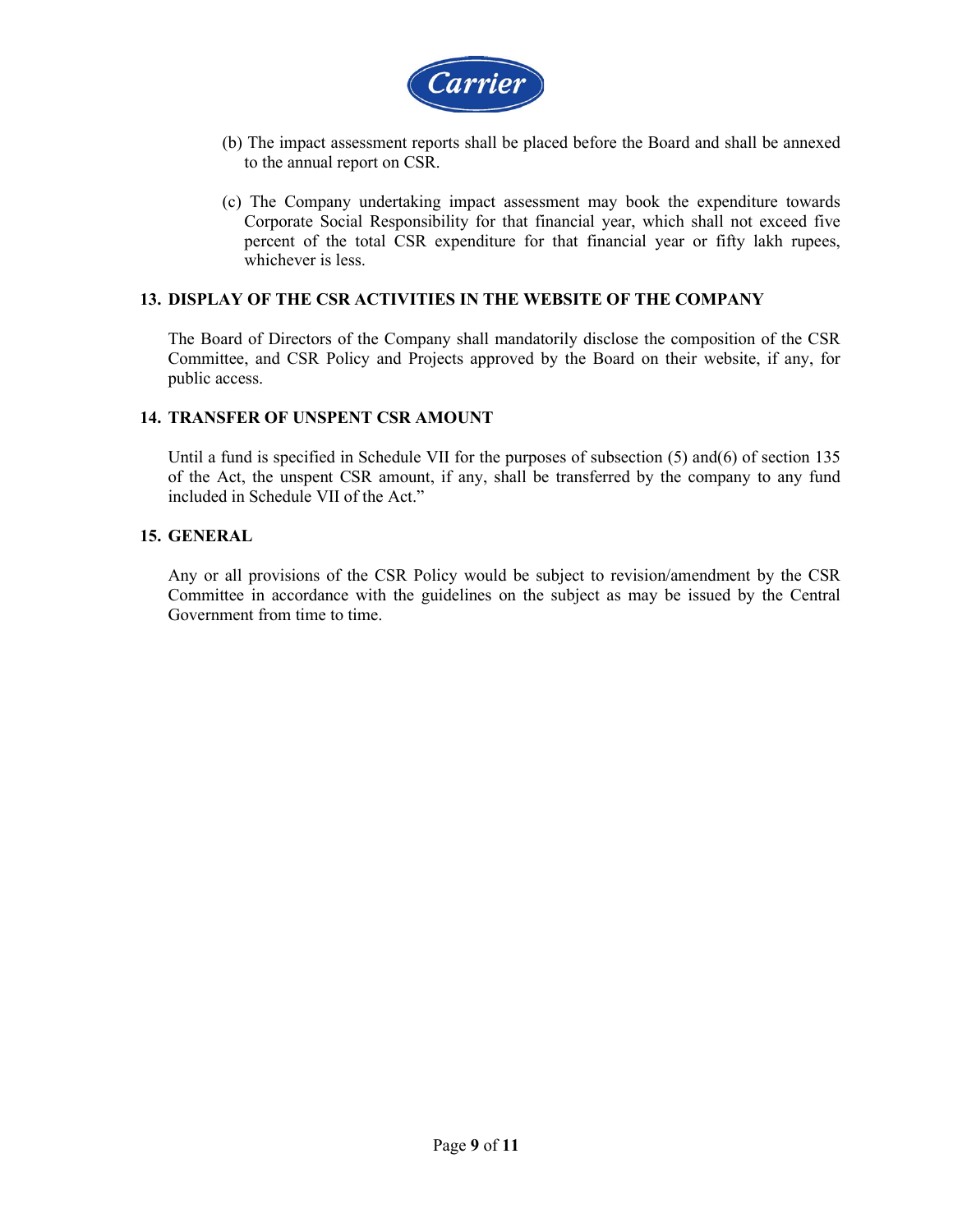(b) The impact assessment reports shall be placed before the Board and shall be annexed to the annual report on CSR.

(c) The Company undertaking impact assessment may book the expenditure towards Corporate Social Responsibility for that financial year, which shall not exceed five percent of the total CSR expenditure for that financial year or fifty lakh rupees, whichever is less.

## 13. DISPLAY OF THE CSR ACTIVITIES IN THE WEBSITE OF THE COMPANY

The Board of Directors of the Company shall mandatorily disclose the composition of the CSR Committee, and CSR Policy and Projects approved by the Board on their website, if any, for public access.

## 14. TRANSFER OF UNSPENT CSR AMOUNT

Until a fund is specified in Schedule VII for the purposes of subsection (5) and(6) of section 135 of the Act, the unspent CSR amount, if any, shall be transferred by the company to any fund included in Schedule VII of the Act."

## 15. GENERAL

Any or all provisions of the CSR Policy would be subject to revision/amendment by the CSR Committee in accordance with the guidelines on the subject as may be issued by the Central Government from time to time.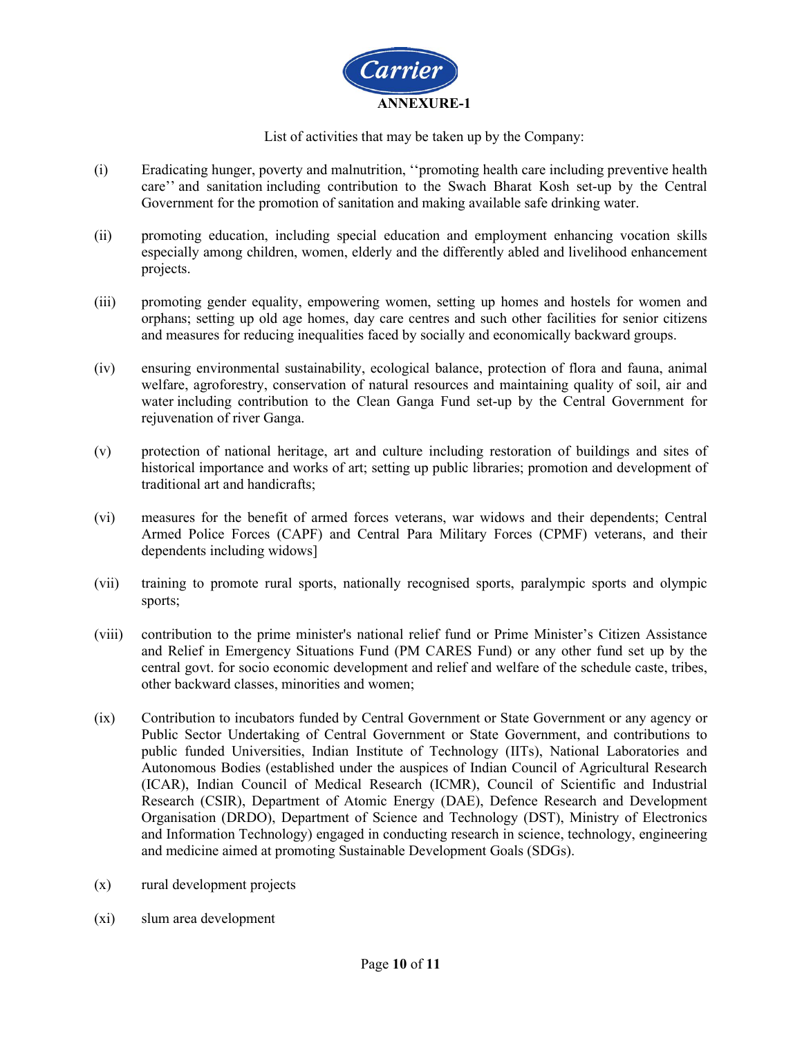# ANNEXURE-1

List of activities that may be taken up by the Company:

(i) Eradicating hunger, poverty and malnutrition, ''promoting health care including preventive health care'' and sanitation including contribution to the Swach Bharat Kosh set-up by the Central Government for the promotion of sanitation and making available safe drinking water.

(ii) promoting education, including special education and employment enhancing vocation skills especially among children, women, elderly and the differently abled and livelihood enhancement projects.

(iii) promoting gender equality, empowering women, setting up homes and hostels for women and orphans; setting up old age homes, day care centres and such other facilities for senior citizens and measures for reducing inequalities faced by socially and economically backward groups.

(iv) ensuring environmental sustainability, ecological balance, protection of flora and fauna, animal welfare, agroforestry, conservation of natural resources and maintaining quality of soil, air and water including contribution to the Clean Ganga Fund set-up by the Central Government for rejuvenation of river Ganga.

(v) protection of national heritage, art and culture including restoration of buildings and sites of historical importance and works of art; setting up public libraries; promotion and development of traditional art and handicrafts;

(vi) measures for the benefit of armed forces veterans, war widows and their dependents; Central Armed Police Forces (CAPF) and Central Para Military Forces (CPMF) veterans, and their dependents including widows]

(vii) training to promote rural sports, nationally recognised sports, paralympic sports and olympic sports;

(viii) contribution to the prime minister's national relief fund or Prime Minister's Citizen Assistance and Relief in Emergency Situations Fund (PM CARES Fund) or any other fund set up by the central govt. for socio economic development and relief and welfare of the schedule caste, tribes, other backward classes, minorities and women;

(ix) Contribution to incubators funded by Central Government or State Government or any agency or Public Sector Undertaking of Central Government or State Government, and contributions to public funded Universities, Indian Institute of Technology (IITs), National Laboratories and Autonomous Bodies (established under the auspices of Indian Council of Agricultural Research (ICAR), Indian Council of Medical Research (ICMR), Council of Scientific and Industrial Research (CSIR), Department of Atomic Energy (DAE), Defence Research and Development Organisation (DRDO), Department of Science and Technology (DST), Ministry of Electronics and Information Technology) engaged in conducting research in science, technology, engineering and medicine aimed at promoting Sustainable Development Goals (SDGs).

(x) rural development projects

(xi) slum area development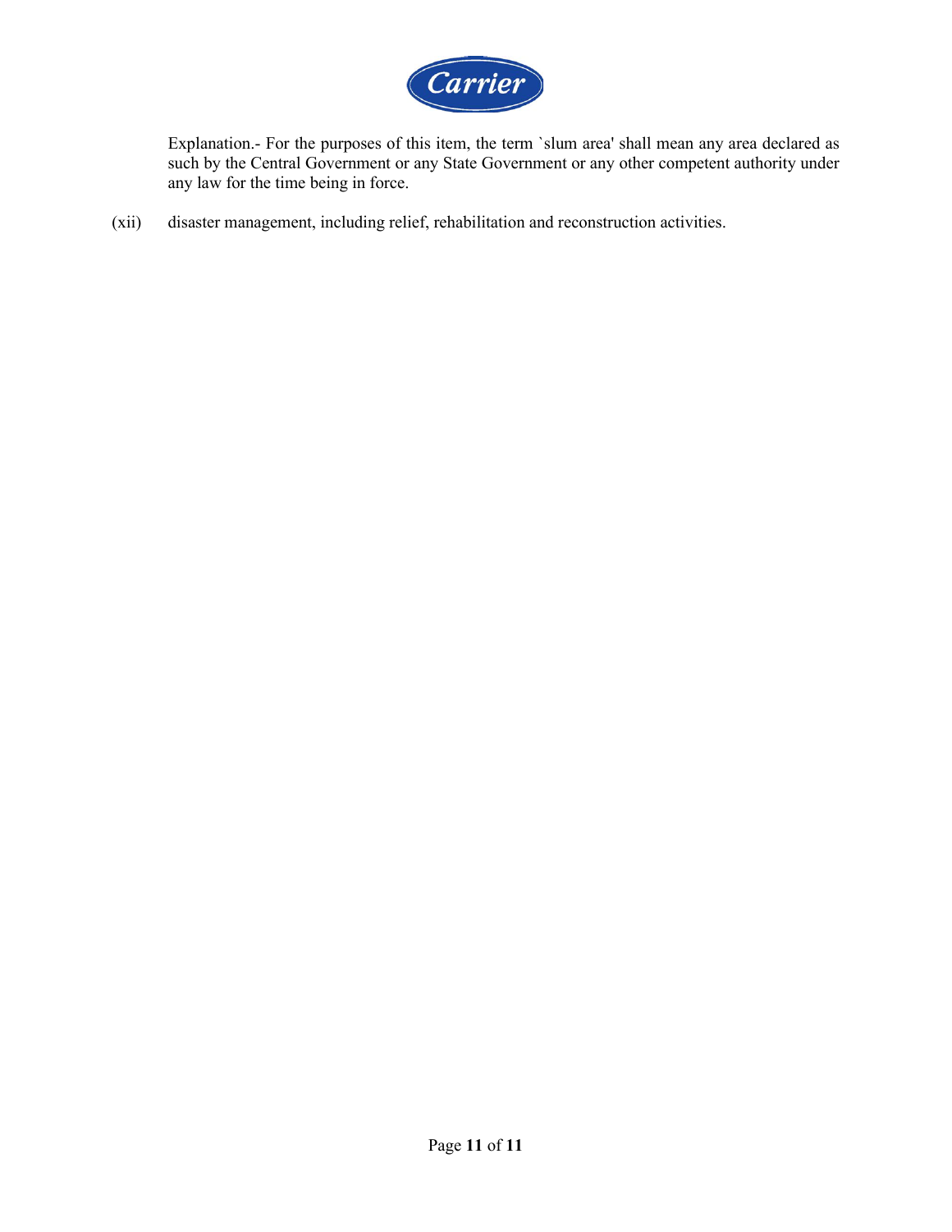Explanation.- For the purposes of this item, the term `slum area' shall mean any area declared as such by the Central Government or any State Government or any other competent authority under any law for the time being in force.

(xii) disaster management, including relief, rehabilitation and reconstruction activities.